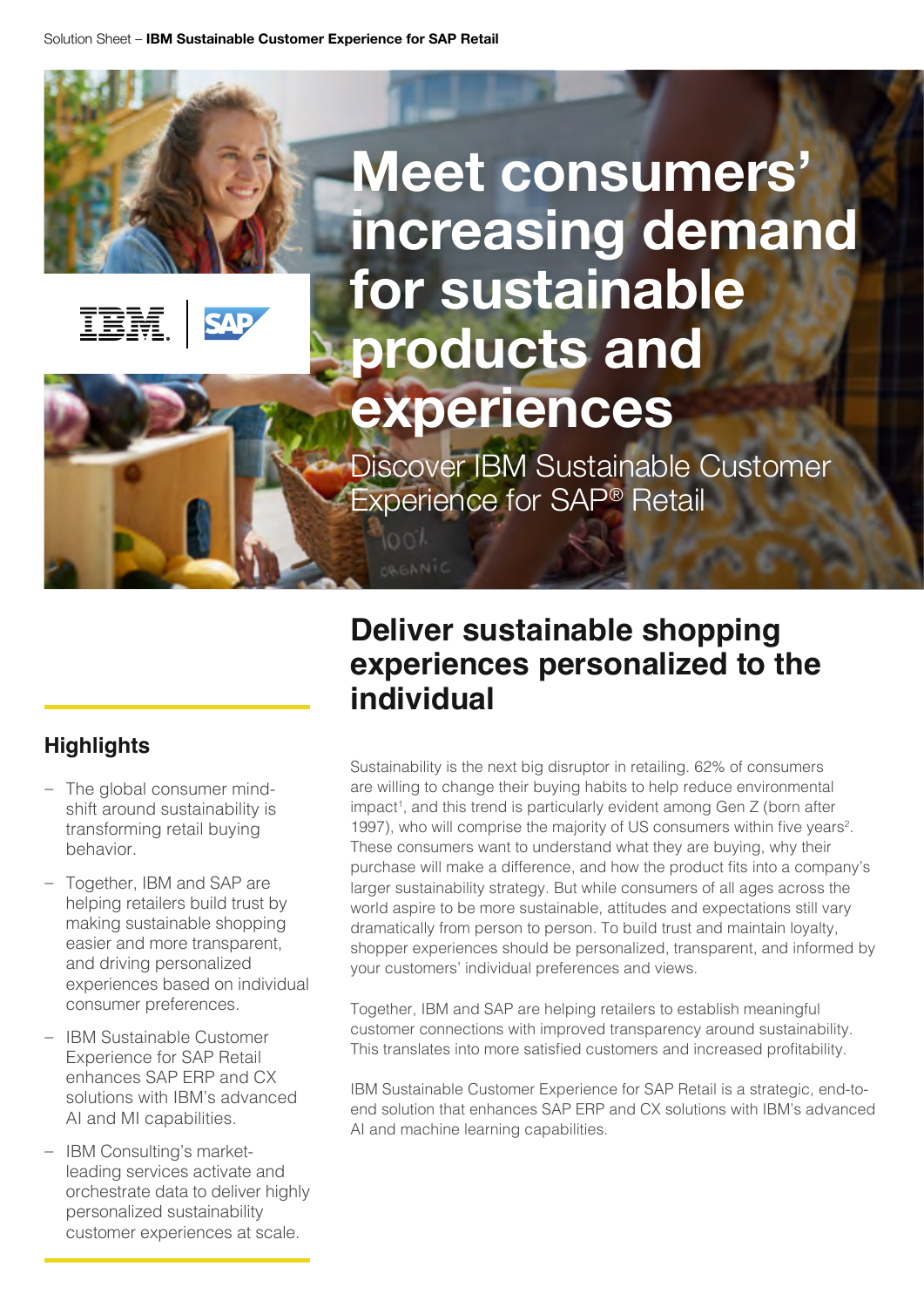# Meet consumers' increasing demand for sustainable products and experiences

Discover IBM Sustainable Customer Experience for SAP® Retail

## Highlights

- The global consumer mind-shift around sustainability is transforming retail buying behavior.
- Together, IBM and SAP are helping retailers build trust by making sustainable shopping easier and more transparent, and driving personalized experiences based on individual consumer preferences.
- IBM Sustainable Customer Experience for SAP Retail enhances SAP ERP and CX solutions with IBM's advanced AI and MI capabilities.
- IBM Consulting's market-leading services activate and orchestrate data to deliver highly personalized sustainability customer experiences at scale.

## Deliver sustainable shopping experiences personalized to the individual

Sustainability is the next big disruptor in retailing. 62% of consumers are willing to change their buying habits to help reduce environmental impact[1], and this trend is particularly evident among Gen Z (born after 1997), who will comprise the majority of US consumers within five years[2]. These consumers want to understand what they are buying, why their purchase will make a difference, and how the product fits into a company's larger sustainability strategy. But while consumers of all ages across the world aspire to be more sustainable, attitudes and expectations still vary dramatically from person to person. To build trust and maintain loyalty, shopper experiences should be personalized, transparent, and informed by your customers' individual preferences and views.

Together, IBM and SAP are helping retailers to establish meaningful customer connections with improved transparency around sustainability. This translates into more satisfied customers and increased profitability.

IBM Sustainable Customer Experience for SAP Retail is a strategic, end-to-end solution that enhances SAP ERP and CX solutions with IBM's advanced AI and machine learning capabilities.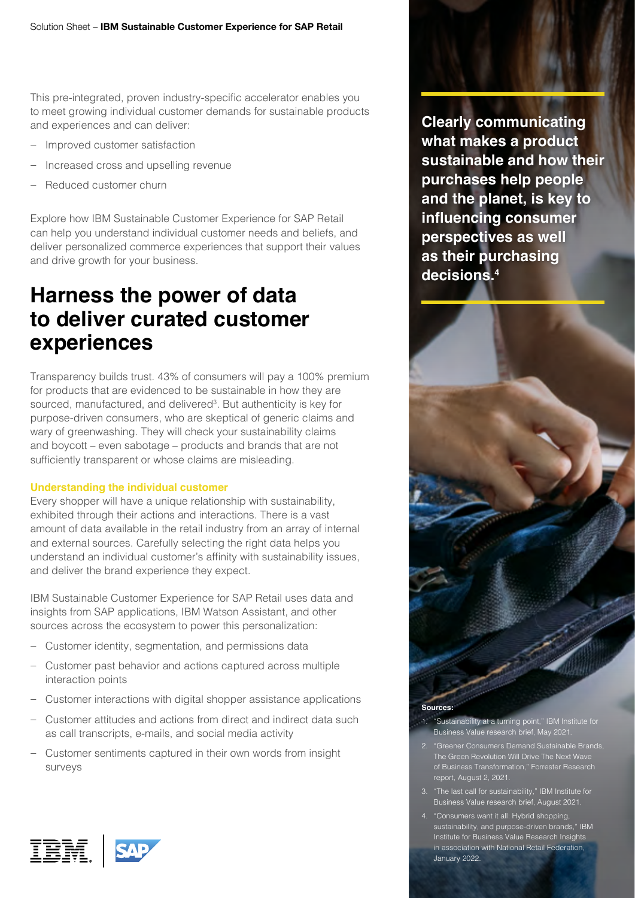This pre-integrated, proven industry-specific accelerator enables you to meet growing individual customer demands for sustainable products and experiences and can deliver:

- Improved customer satisfaction
- Increased cross and upselling revenue
- Reduced customer churn

Explore how IBM Sustainable Customer Experience for SAP Retail can help you understand individual customer needs and beliefs, and deliver personalized commerce experiences that support their values and drive growth for your business.

# Harness the power of data to deliver curated customer experiences

Transparency builds trust. 43% of consumers will pay a 100% premium for products that are evidenced to be sustainable in how they are sourced, manufactured, and delivered[3]. But authenticity is key for purpose-driven consumers, who are skeptical of generic claims and wary of greenwashing. They will check your sustainability claims and boycott – even sabotage – products and brands that are not sufficiently transparent or whose claims are misleading.

### Understanding the individual customer

Every shopper will have a unique relationship with sustainability, exhibited through their actions and interactions. There is a vast amount of data available in the retail industry from an array of internal and external sources. Carefully selecting the right data helps you understand an individual customer's affinity with sustainability issues, and deliver the brand experience they expect.

IBM Sustainable Customer Experience for SAP Retail uses data and insights from SAP applications, IBM Watson Assistant, and other sources across the ecosystem to power this personalization:

- Customer identity, segmentation, and permissions data
- Customer past behavior and actions captured across multiple interaction points
- Customer interactions with digital shopper assistance applications
- Customer attitudes and actions from direct and indirect data such as call transcripts, e-mails, and social media activity
- Customer sentiments captured in their own words from insight surveys

**Clearly communicating what makes a product sustainable and how their purchases help people and the planet, is key to influencing consumer perspectives as well as their purchasing decisions.[4]**

**Sources:**

1. "Sustainability at a turning point," IBM Institute for Business Value research brief, May 2021.
2. "Greener Consumers Demand Sustainable Brands, The Green Revolution Will Drive The Next Wave of Business Transformation," Forrester Research report, August 2, 2021.
3. "The last call for sustainability," IBM Institute for Business Value research brief, August 2021.
4. "Consumers want it all: Hybrid shopping, sustainability, and purpose-driven brands," IBM Institute for Business Value Research Insights in association with National Retail Federation, January 2022.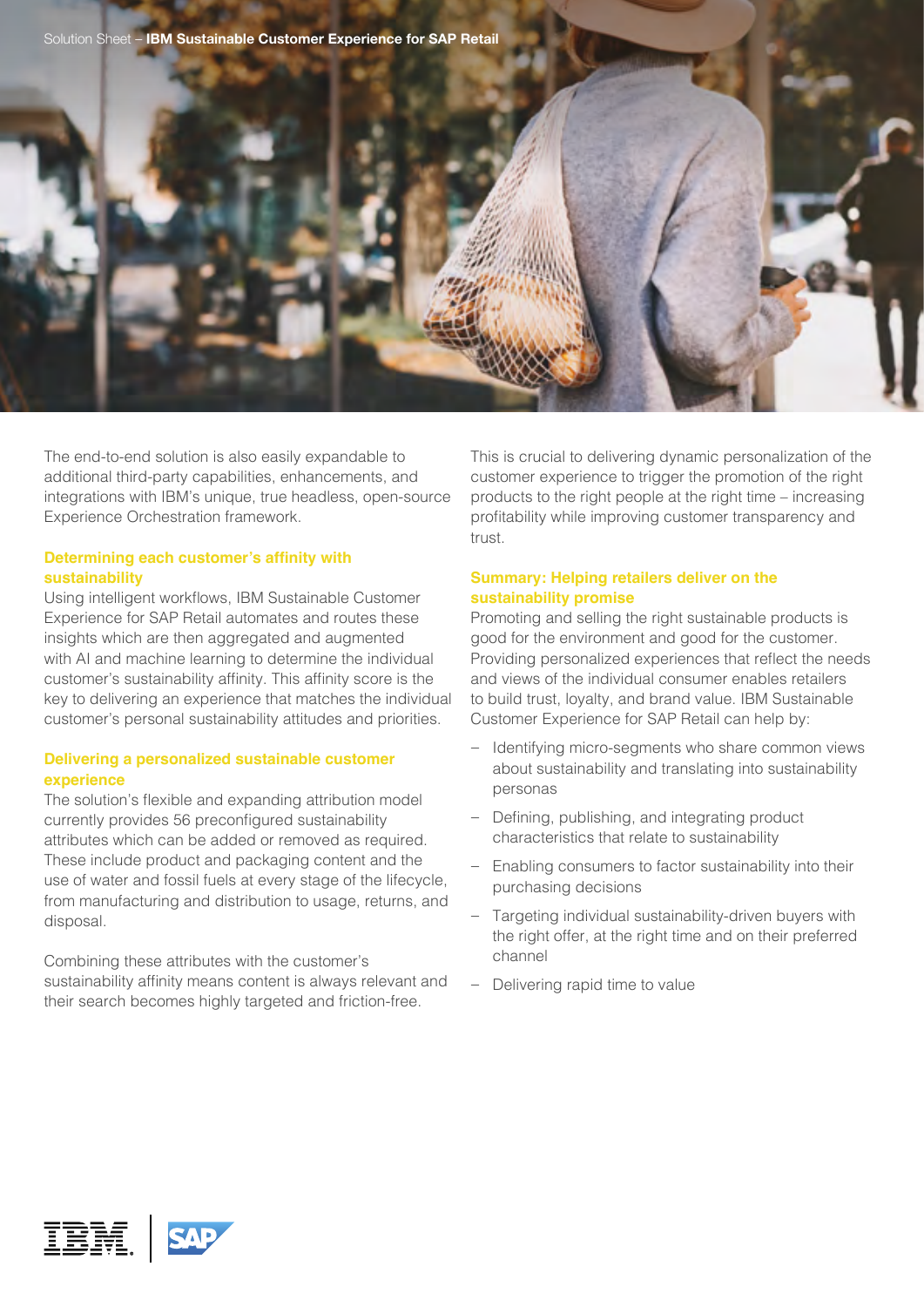The end-to-end solution is also easily expandable to additional third-party capabilities, enhancements, and integrations with IBM's unique, true headless, open-source Experience Orchestration framework.

### Determining each customer's affinity with sustainability

Using intelligent workflows, IBM Sustainable Customer Experience for SAP Retail automates and routes these insights which are then aggregated and augmented with AI and machine learning to determine the individual customer's sustainability affinity. This affinity score is the key to delivering an experience that matches the individual customer's personal sustainability attitudes and priorities.

### Delivering a personalized sustainable customer experience

The solution's flexible and expanding attribution model currently provides 56 preconfigured sustainability attributes which can be added or removed as required. These include product and packaging content and the use of water and fossil fuels at every stage of the lifecycle, from manufacturing and distribution to usage, returns, and disposal.

Combining these attributes with the customer's sustainability affinity means content is always relevant and their search becomes highly targeted and friction-free.

This is crucial to delivering dynamic personalization of the customer experience to trigger the promotion of the right products to the right people at the right time – increasing profitability while improving customer transparency and trust.

### Summary: Helping retailers deliver on the sustainability promise

Promoting and selling the right sustainable products is good for the environment and good for the customer. Providing personalized experiences that reflect the needs and views of the individual consumer enables retailers to build trust, loyalty, and brand value. IBM Sustainable Customer Experience for SAP Retail can help by:

- Identifying micro-segments who share common views about sustainability and translating into sustainability personas
- Defining, publishing, and integrating product characteristics that relate to sustainability
- Enabling consumers to factor sustainability into their purchasing decisions
- Targeting individual sustainability-driven buyers with the right offer, at the right time and on their preferred channel
- Delivering rapid time to value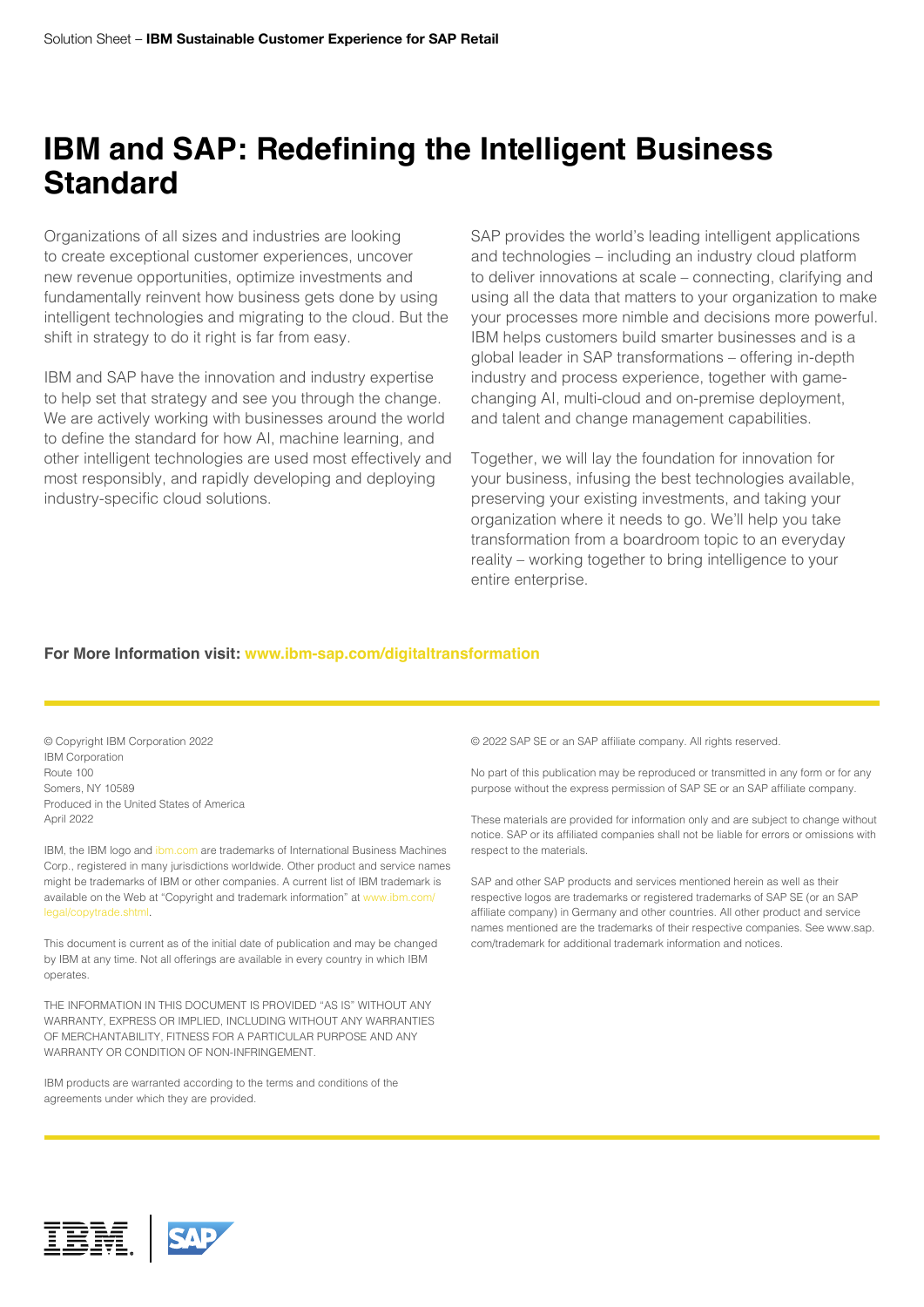# IBM and SAP: Redefining the Intelligent Business Standard

Organizations of all sizes and industries are looking to create exceptional customer experiences, uncover new revenue opportunities, optimize investments and fundamentally reinvent how business gets done by using intelligent technologies and migrating to the cloud. But the shift in strategy to do it right is far from easy.

IBM and SAP have the innovation and industry expertise to help set that strategy and see you through the change. We are actively working with businesses around the world to define the standard for how AI, machine learning, and other intelligent technologies are used most effectively and most responsibly, and rapidly developing and deploying industry-specific cloud solutions.

SAP provides the world's leading intelligent applications and technologies – including an industry cloud platform to deliver innovations at scale – connecting, clarifying and using all the data that matters to your organization to make your processes more nimble and decisions more powerful. IBM helps customers build smarter businesses and is a global leader in SAP transformations – offering in-depth industry and process experience, together with game-changing AI, multi-cloud and on-premise deployment, and talent and change management capabilities.

Together, we will lay the foundation for innovation for your business, infusing the best technologies available, preserving your existing investments, and taking your organization where it needs to go. We'll help you take transformation from a boardroom topic to an everyday reality – working together to bring intelligence to your entire enterprise.

**For More Information visit: www.ibm-sap.com/digitaltransformation**

© Copyright IBM Corporation 2022
IBM Corporation
Route 100
Somers, NY 10589
Produced in the United States of America
April 2022

IBM, the IBM logo and ibm.com are trademarks of International Business Machines Corp., registered in many jurisdictions worldwide. Other product and service names might be trademarks of IBM or other companies. A current list of IBM trademark is available on the Web at "Copyright and trademark information" at www.ibm.com/legal/copytrade.shtml.

This document is current as of the initial date of publication and may be changed by IBM at any time. Not all offerings are available in every country in which IBM operates.

THE INFORMATION IN THIS DOCUMENT IS PROVIDED "AS IS" WITHOUT ANY WARRANTY, EXPRESS OR IMPLIED, INCLUDING WITHOUT ANY WARRANTIES OF MERCHANTABILITY, FITNESS FOR A PARTICULAR PURPOSE AND ANY WARRANTY OR CONDITION OF NON-INFRINGEMENT.

IBM products are warranted according to the terms and conditions of the agreements under which they are provided.

© 2022 SAP SE or an SAP affiliate company. All rights reserved.

No part of this publication may be reproduced or transmitted in any form or for any purpose without the express permission of SAP SE or an SAP affiliate company.

These materials are provided for information only and are subject to change without notice. SAP or its affiliated companies shall not be liable for errors or omissions with respect to the materials.

SAP and other SAP products and services mentioned herein as well as their respective logos are trademarks or registered trademarks of SAP SE (or an SAP affiliate company) in Germany and other countries. All other product and service names mentioned are the trademarks of their respective companies. See www.sap.com/trademark for additional trademark information and notices.